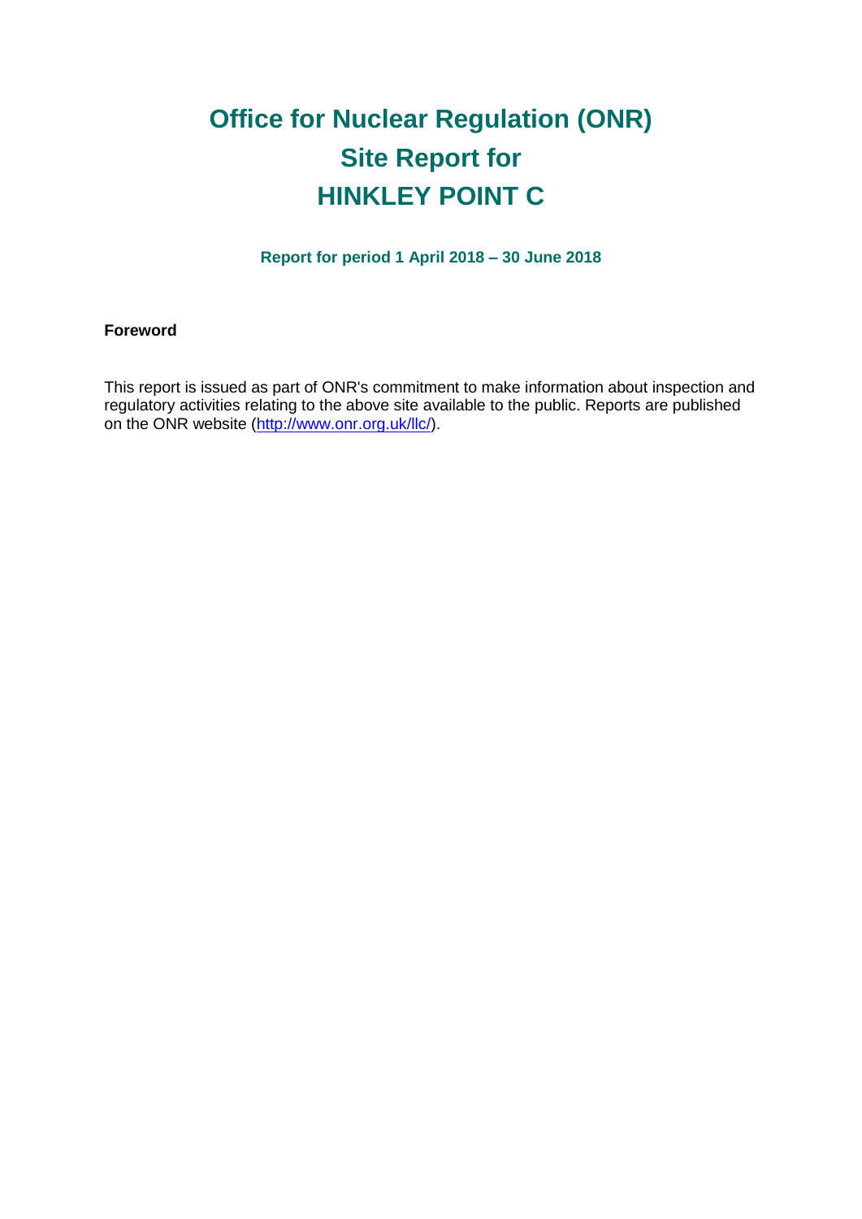# Office for Nuclear Regulation (ONR)
# Site Report for
# HINKLEY POINT C

**Report for period 1 April 2018 – 30 June 2018**

**Foreword**

This report is issued as part of ONR's commitment to make information about inspection and regulatory activities relating to the above site available to the public. Reports are published on the ONR website (http://www.onr.org.uk/llc/).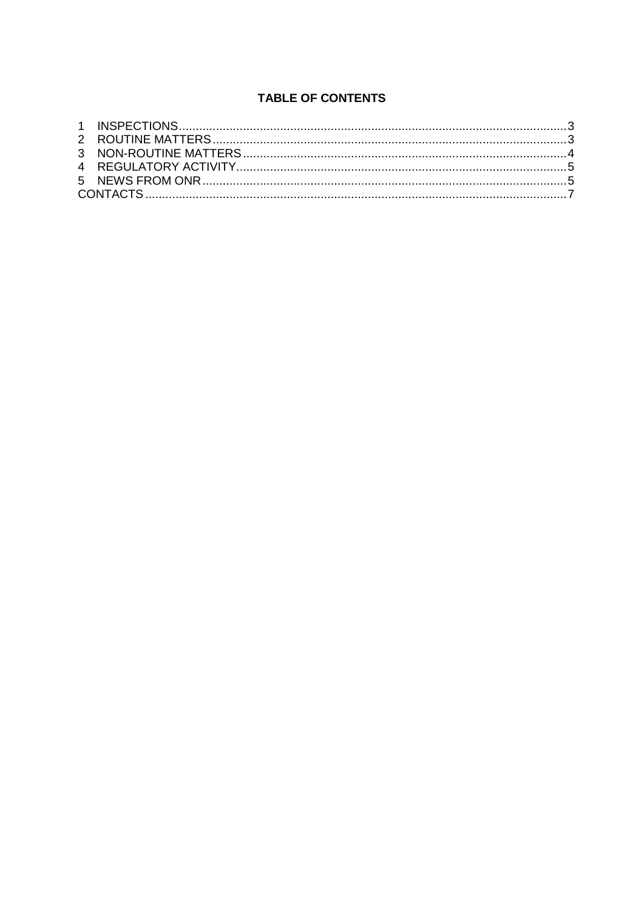**TABLE OF CONTENTS**

1 INSPECTIONS ........ 3
2 ROUTINE MATTERS ........ 3
3 NON-ROUTINE MATTERS ........ 4
4 REGULATORY ACTIVITY ........ 5
5 NEWS FROM ONR ........ 5
CONTACTS ........ 7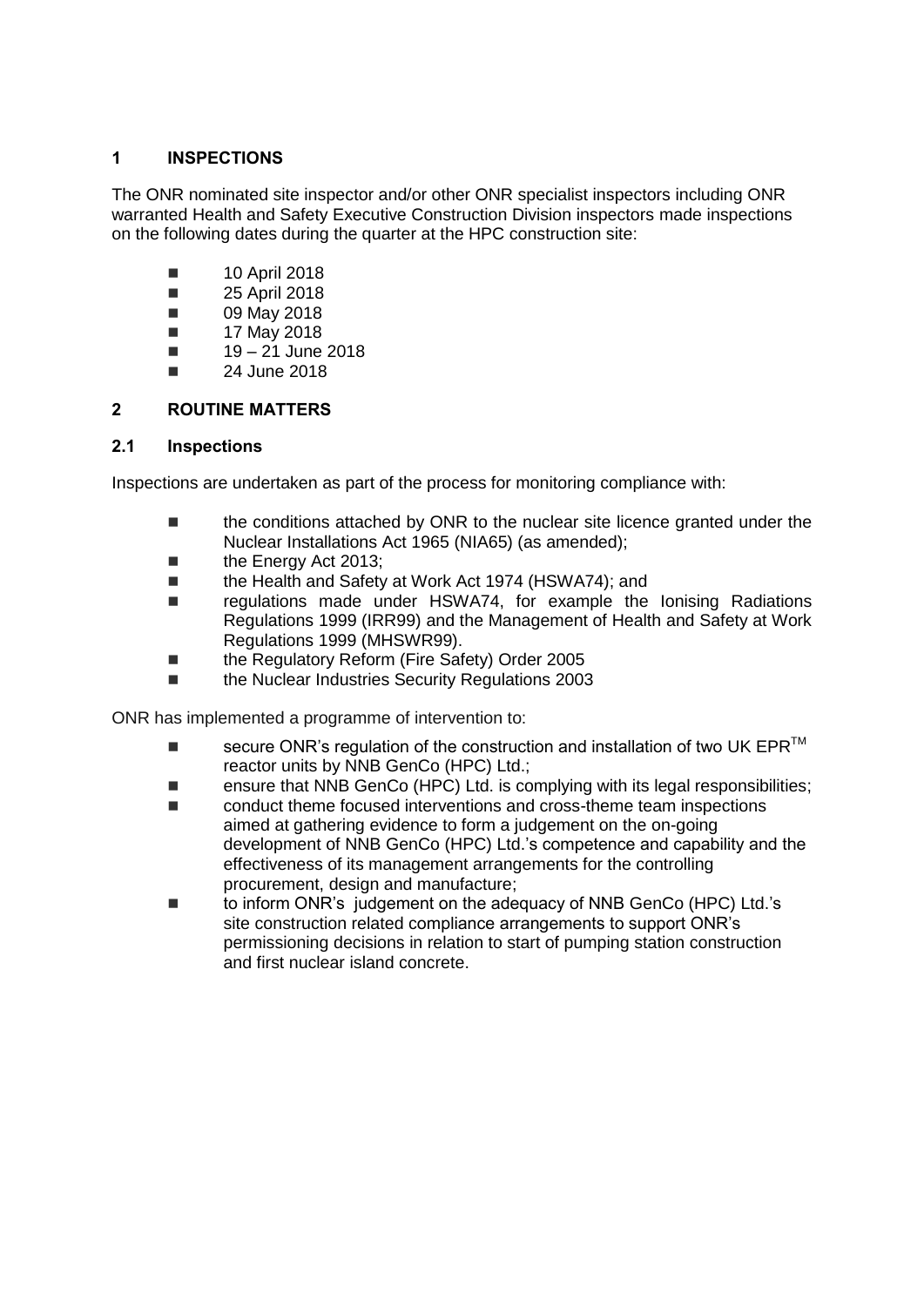# 1 INSPECTIONS

The ONR nominated site inspector and/or other ONR specialist inspectors including ONR warranted Health and Safety Executive Construction Division inspectors made inspections on the following dates during the quarter at the HPC construction site:

- 10 April 2018
- 25 April 2018
- 09 May 2018
- 17 May 2018
- 19 – 21 June 2018
- 24 June 2018

# 2 ROUTINE MATTERS

## 2.1 Inspections

Inspections are undertaken as part of the process for monitoring compliance with:

- the conditions attached by ONR to the nuclear site licence granted under the Nuclear Installations Act 1965 (NIA65) (as amended);
- the Energy Act 2013;
- the Health and Safety at Work Act 1974 (HSWA74); and
- regulations made under HSWA74, for example the Ionising Radiations Regulations 1999 (IRR99) and the Management of Health and Safety at Work Regulations 1999 (MHSWR99).
- the Regulatory Reform (Fire Safety) Order 2005
- the Nuclear Industries Security Regulations 2003

ONR has implemented a programme of intervention to:

- secure ONR's regulation of the construction and installation of two UK EPR™ reactor units by NNB GenCo (HPC) Ltd.;
- ensure that NNB GenCo (HPC) Ltd. is complying with its legal responsibilities;
- conduct theme focused interventions and cross-theme team inspections aimed at gathering evidence to form a judgement on the on-going development of NNB GenCo (HPC) Ltd.'s competence and capability and the effectiveness of its management arrangements for the controlling procurement, design and manufacture;
- to inform ONR's judgement on the adequacy of NNB GenCo (HPC) Ltd.'s site construction related compliance arrangements to support ONR's permissioning decisions in relation to start of pumping station construction and first nuclear island concrete.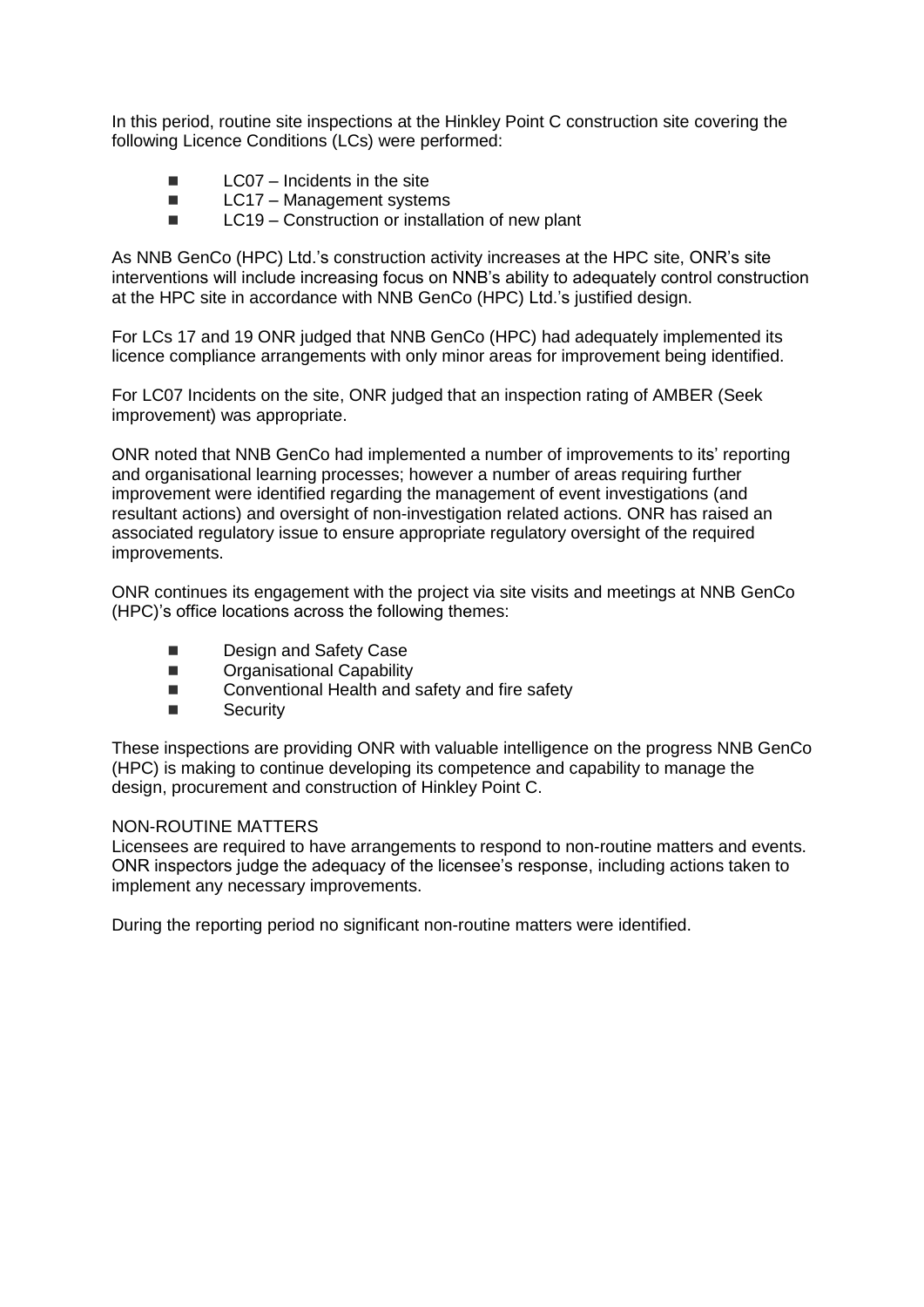In this period, routine site inspections at the Hinkley Point C construction site covering the following Licence Conditions (LCs) were performed:

- LC07 – Incidents in the site
- LC17 – Management systems
- LC19 – Construction or installation of new plant

As NNB GenCo (HPC) Ltd.'s construction activity increases at the HPC site, ONR's site interventions will include increasing focus on NNB's ability to adequately control construction at the HPC site in accordance with NNB GenCo (HPC) Ltd.'s justified design.

For LCs 17 and 19 ONR judged that NNB GenCo (HPC) had adequately implemented its licence compliance arrangements with only minor areas for improvement being identified.

For LC07 Incidents on the site, ONR judged that an inspection rating of AMBER (Seek improvement) was appropriate.

ONR noted that NNB GenCo had implemented a number of improvements to its' reporting and organisational learning processes; however a number of areas requiring further improvement were identified regarding the management of event investigations (and resultant actions) and oversight of non-investigation related actions. ONR has raised an associated regulatory issue to ensure appropriate regulatory oversight of the required improvements.

ONR continues its engagement with the project via site visits and meetings at NNB GenCo (HPC)'s office locations across the following themes:

- Design and Safety Case
- Organisational Capability
- Conventional Health and safety and fire safety
- Security

These inspections are providing ONR with valuable intelligence on the progress NNB GenCo (HPC) is making to continue developing its competence and capability to manage the design, procurement and construction of Hinkley Point C.

NON-ROUTINE MATTERS

Licensees are required to have arrangements to respond to non-routine matters and events. ONR inspectors judge the adequacy of the licensee's response, including actions taken to implement any necessary improvements.

During the reporting period no significant non-routine matters were identified.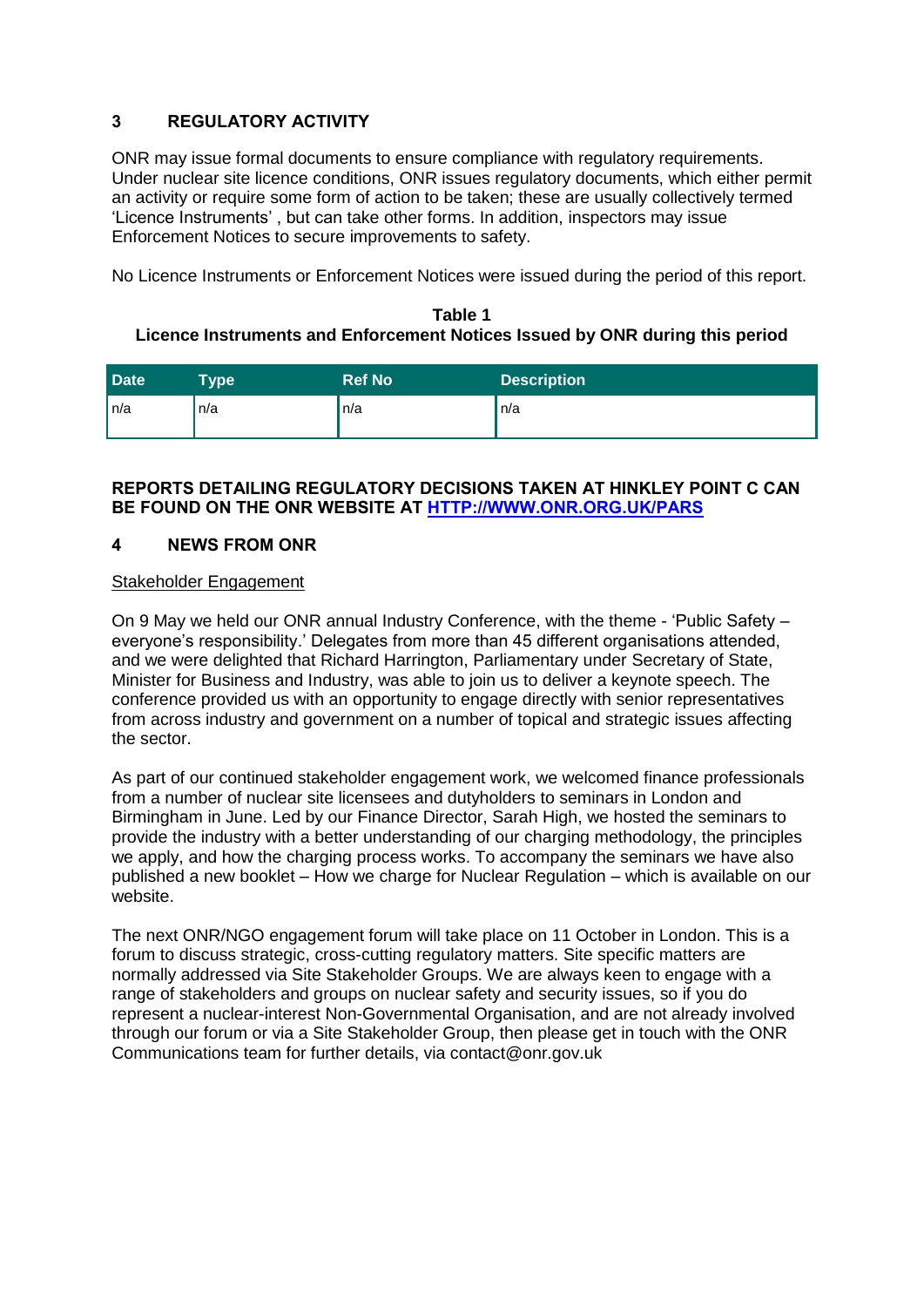## 3 REGULATORY ACTIVITY

ONR may issue formal documents to ensure compliance with regulatory requirements. Under nuclear site licence conditions, ONR issues regulatory documents, which either permit an activity or require some form of action to be taken; these are usually collectively termed 'Licence Instruments' , but can take other forms. In addition, inspectors may issue Enforcement Notices to secure improvements to safety.

No Licence Instruments or Enforcement Notices were issued during the period of this report.

**Table 1**
**Licence Instruments and Enforcement Notices Issued by ONR during this period**

| Date | Type | Ref No | Description |
|---|---|---|---|
| n/a | n/a | n/a | n/a |

**REPORTS DETAILING REGULATORY DECISIONS TAKEN AT HINKLEY POINT C CAN BE FOUND ON THE ONR WEBSITE AT [HTTP://WWW.ONR.ORG.UK/PARS](HTTP://WWW.ONR.ORG.UK/PARS)**

## 4 NEWS FROM ONR

Stakeholder Engagement

On 9 May we held our ONR annual Industry Conference, with the theme - 'Public Safety – everyone's responsibility.' Delegates from more than 45 different organisations attended, and we were delighted that Richard Harrington, Parliamentary under Secretary of State, Minister for Business and Industry, was able to join us to deliver a keynote speech. The conference provided us with an opportunity to engage directly with senior representatives from across industry and government on a number of topical and strategic issues affecting the sector.

As part of our continued stakeholder engagement work, we welcomed finance professionals from a number of nuclear site licensees and dutyholders to seminars in London and Birmingham in June. Led by our Finance Director, Sarah High, we hosted the seminars to provide the industry with a better understanding of our charging methodology, the principles we apply, and how the charging process works. To accompany the seminars we have also published a new booklet – How we charge for Nuclear Regulation – which is available on our website.

The next ONR/NGO engagement forum will take place on 11 October in London. This is a forum to discuss strategic, cross-cutting regulatory matters. Site specific matters are normally addressed via Site Stakeholder Groups. We are always keen to engage with a range of stakeholders and groups on nuclear safety and security issues, so if you do represent a nuclear-interest Non-Governmental Organisation, and are not already involved through our forum or via a Site Stakeholder Group, then please get in touch with the ONR Communications team for further details, via contact@onr.gov.uk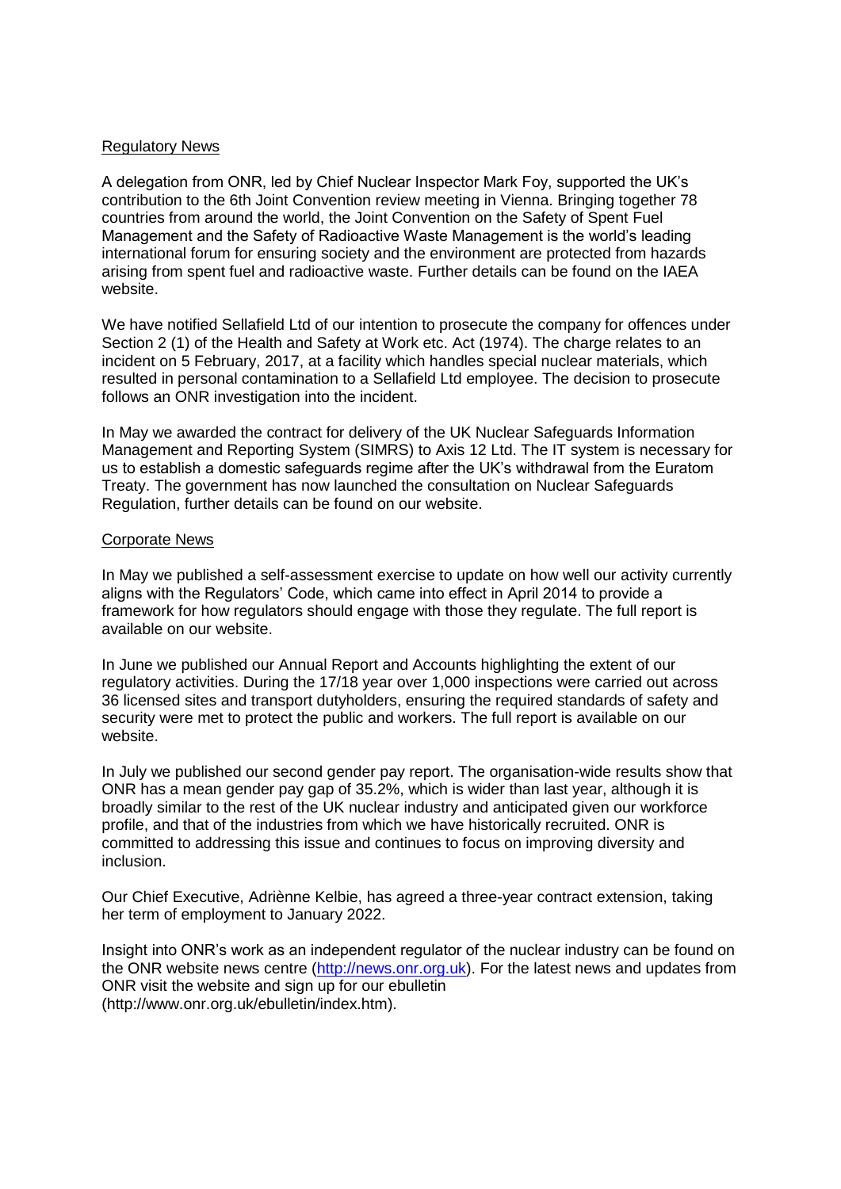Regulatory News

A delegation from ONR, led by Chief Nuclear Inspector Mark Foy, supported the UK's contribution to the 6th Joint Convention review meeting in Vienna. Bringing together 78 countries from around the world, the Joint Convention on the Safety of Spent Fuel Management and the Safety of Radioactive Waste Management is the world's leading international forum for ensuring society and the environment are protected from hazards arising from spent fuel and radioactive waste. Further details can be found on the IAEA website.

We have notified Sellafield Ltd of our intention to prosecute the company for offences under Section 2 (1) of the Health and Safety at Work etc. Act (1974). The charge relates to an incident on 5 February, 2017, at a facility which handles special nuclear materials, which resulted in personal contamination to a Sellafield Ltd employee. The decision to prosecute follows an ONR investigation into the incident.

In May we awarded the contract for delivery of the UK Nuclear Safeguards Information Management and Reporting System (SIMRS) to Axis 12 Ltd. The IT system is necessary for us to establish a domestic safeguards regime after the UK's withdrawal from the Euratom Treaty. The government has now launched the consultation on Nuclear Safeguards Regulation, further details can be found on our website.

Corporate News

In May we published a self-assessment exercise to update on how well our activity currently aligns with the Regulators' Code, which came into effect in April 2014 to provide a framework for how regulators should engage with those they regulate. The full report is available on our website.

In June we published our Annual Report and Accounts highlighting the extent of our regulatory activities. During the 17/18 year over 1,000 inspections were carried out across 36 licensed sites and transport dutyholders, ensuring the required standards of safety and security were met to protect the public and workers. The full report is available on our website.

In July we published our second gender pay report. The organisation-wide results show that ONR has a mean gender pay gap of 35.2%, which is wider than last year, although it is broadly similar to the rest of the UK nuclear industry and anticipated given our workforce profile, and that of the industries from which we have historically recruited. ONR is committed to addressing this issue and continues to focus on improving diversity and inclusion.

Our Chief Executive, Adriènne Kelbie, has agreed a three-year contract extension, taking her term of employment to January 2022.

Insight into ONR's work as an independent regulator of the nuclear industry can be found on the ONR website news centre (http://news.onr.org.uk). For the latest news and updates from ONR visit the website and sign up for our ebulletin (http://www.onr.org.uk/ebulletin/index.htm).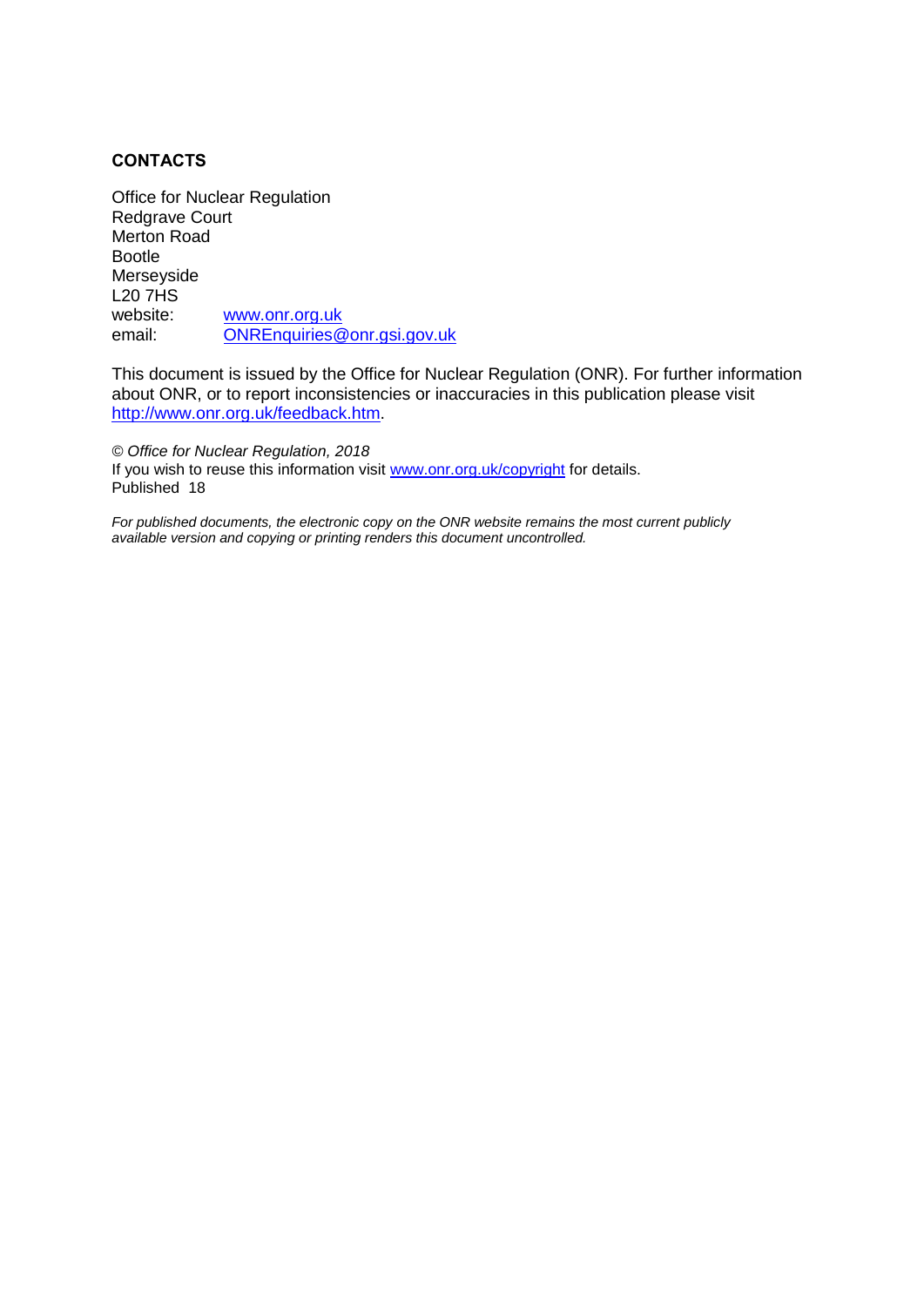**CONTACTS**

Office for Nuclear Regulation
Redgrave Court
Merton Road
Bootle
Merseyside
L20 7HS
website: www.onr.org.uk
email: ONREnquiries@onr.gsi.gov.uk

This document is issued by the Office for Nuclear Regulation (ONR). For further information about ONR, or to report inconsistencies or inaccuracies in this publication please visit http://www.onr.org.uk/feedback.htm.

*© Office for Nuclear Regulation, 2018*
If you wish to reuse this information visit www.onr.org.uk/copyright for details.
Published 18

*For published documents, the electronic copy on the ONR website remains the most current publicly available version and copying or printing renders this document uncontrolled.*